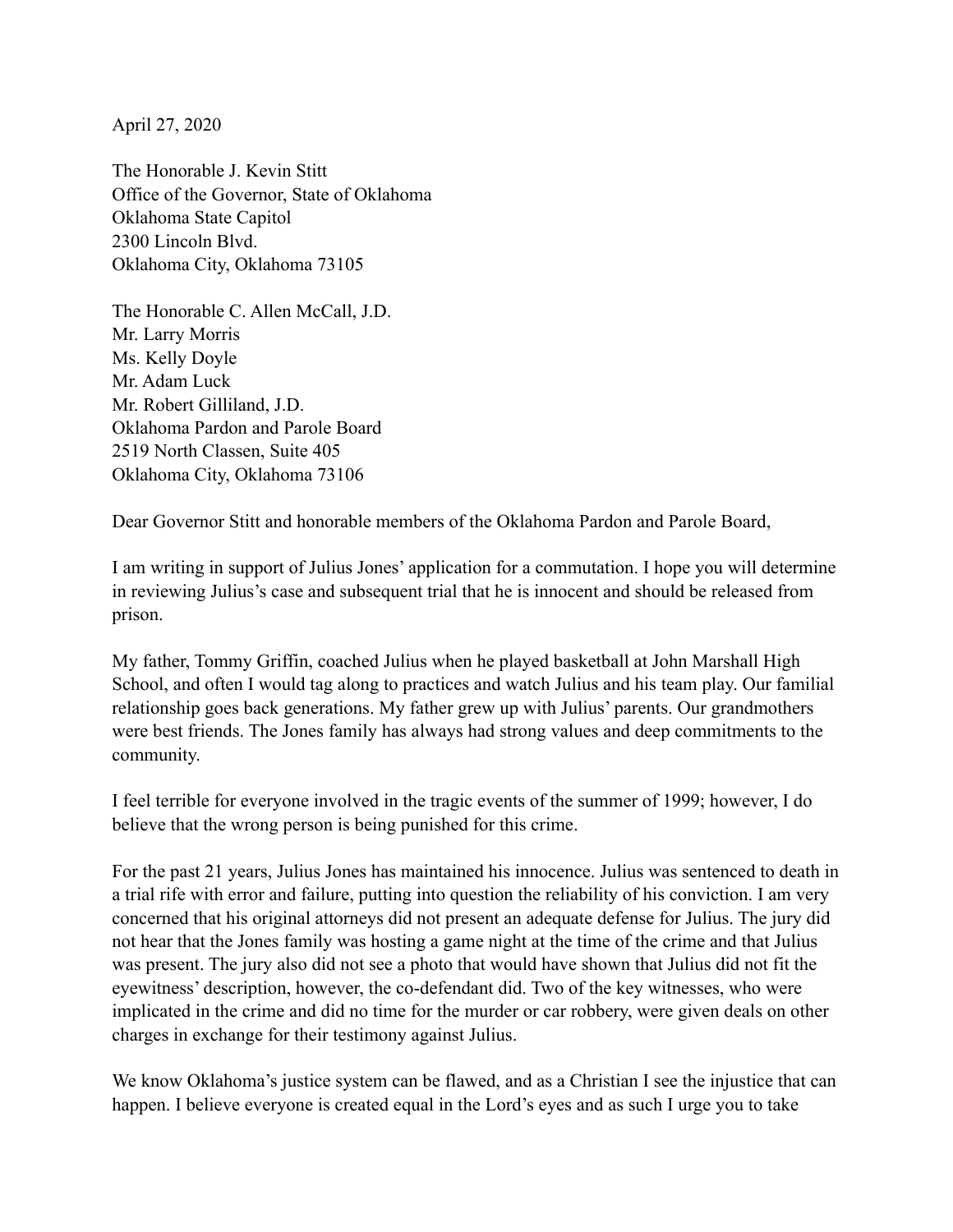April 27, 2020

The Honorable J. Kevin Stitt  
Office of the Governor, State of Oklahoma  
Oklahoma State Capitol  
2300 Lincoln Blvd.  
Oklahoma City, Oklahoma 73105

The Honorable C. Allen McCall, J.D.  
Mr. Larry Morris  
Ms. Kelly Doyle  
Mr. Adam Luck  
Mr. Robert Gilliland, J.D.  
Oklahoma Pardon and Parole Board  
2519 North Classen, Suite 405  
Oklahoma City, Oklahoma 73106

Dear Governor Stitt and honorable members of the Oklahoma Pardon and Parole Board,

I am writing in support of Julius Jones' application for a commutation. I hope you will determine in reviewing Julius's case and subsequent trial that he is innocent and should be released from prison.

My father, Tommy Griffin, coached Julius when he played basketball at John Marshall High School, and often I would tag along to practices and watch Julius and his team play. Our familial relationship goes back generations. My father grew up with Julius' parents. Our grandmothers were best friends. The Jones family has always had strong values and deep commitments to the community.

I feel terrible for everyone involved in the tragic events of the summer of 1999; however, I do believe that the wrong person is being punished for this crime.

For the past 21 years, Julius Jones has maintained his innocence. Julius was sentenced to death in a trial rife with error and failure, putting into question the reliability of his conviction. I am very concerned that his original attorneys did not present an adequate defense for Julius. The jury did not hear that the Jones family was hosting a game night at the time of the crime and that Julius was present. The jury also did not see a photo that would have shown that Julius did not fit the eyewitness' description, however, the co-defendant did. Two of the key witnesses, who were implicated in the crime and did no time for the murder or car robbery, were given deals on other charges in exchange for their testimony against Julius.

We know Oklahoma's justice system can be flawed, and as a Christian I see the injustice that can happen. I believe everyone is created equal in the Lord's eyes and as such I urge you to take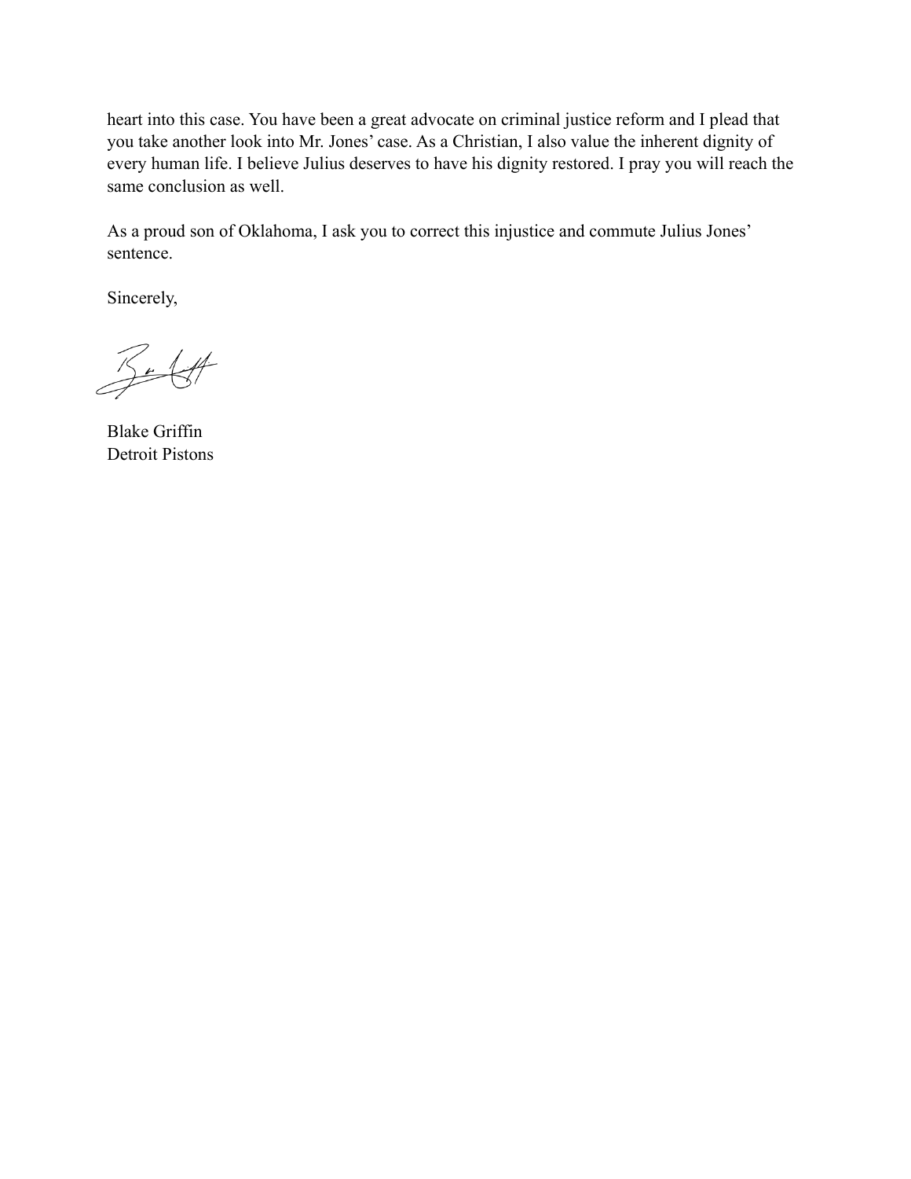heart into this case. You have been a great advocate on criminal justice reform and I plead that you take another look into Mr. Jones' case. As a Christian, I also value the inherent dignity of every human life. I believe Julius deserves to have his dignity restored. I pray you will reach the same conclusion as well.

As a proud son of Oklahoma, I ask you to correct this injustice and commute Julius Jones' sentence.

Sincerely,

Blake Griffin
Detroit Pistons